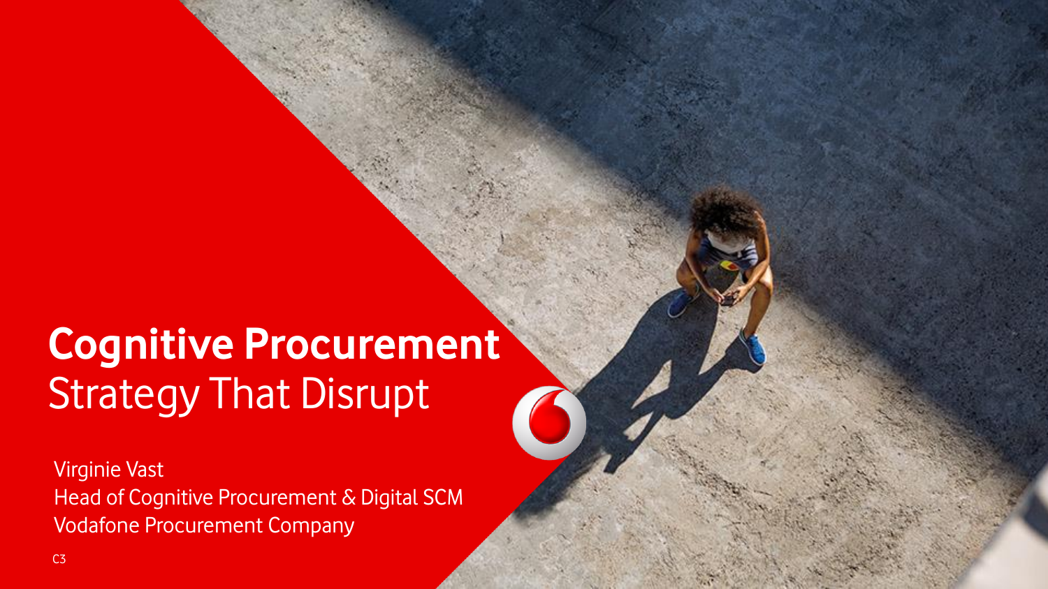# Cognitive Procurement

## Strategy That Disrupt

Virginie Vast
Head of Cognitive Procurement & Digital SCM
Vodafone Procurement Company

C3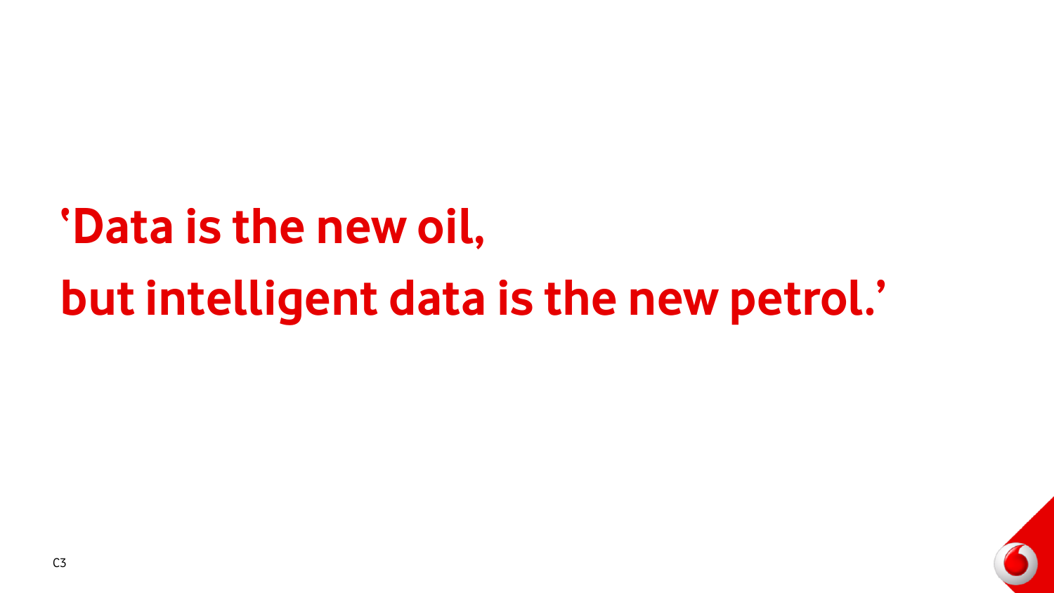**‘Data is the new oil,**
**but intelligent data is the new petrol.’**

C3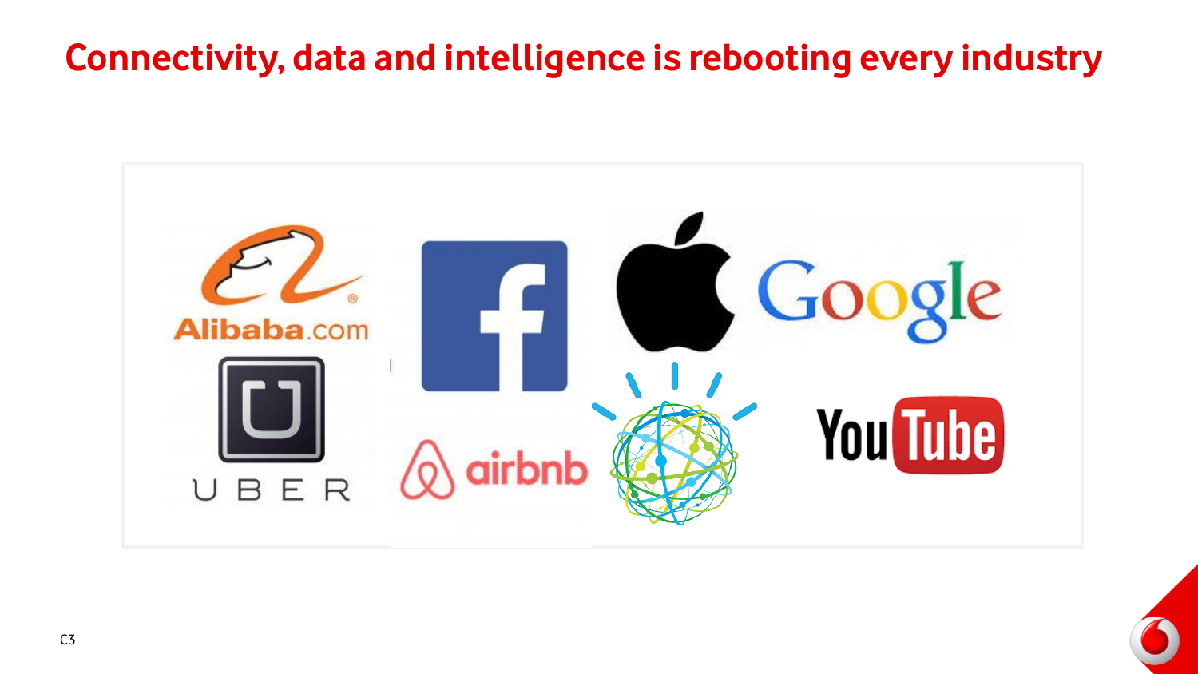# Connectivity, data and intelligence is rebooting every industry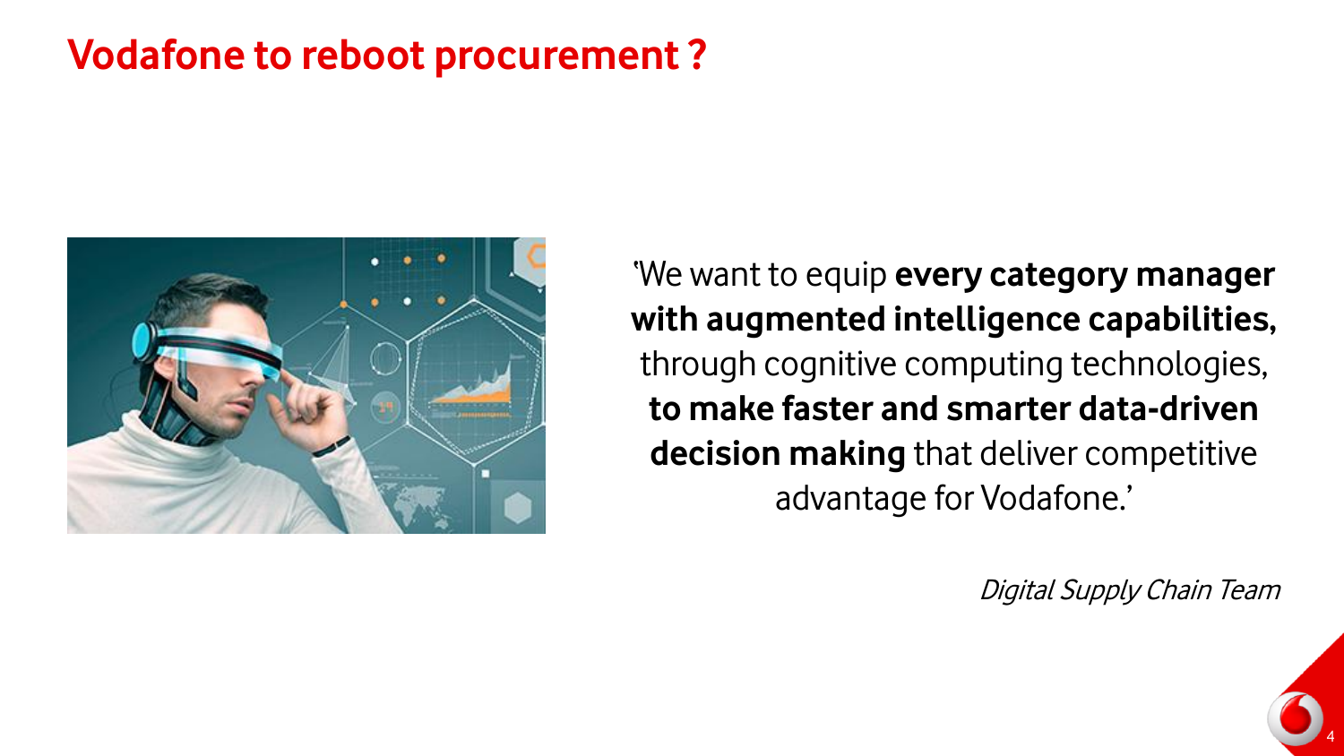# Vodafone to reboot procurement ?

‘We want to equip **every category manager with augmented intelligence capabilities,** through cognitive computing technologies, **to make faster and smarter data-driven decision making** that deliver competitive advantage for Vodafone.’

*Digital Supply Chain Team*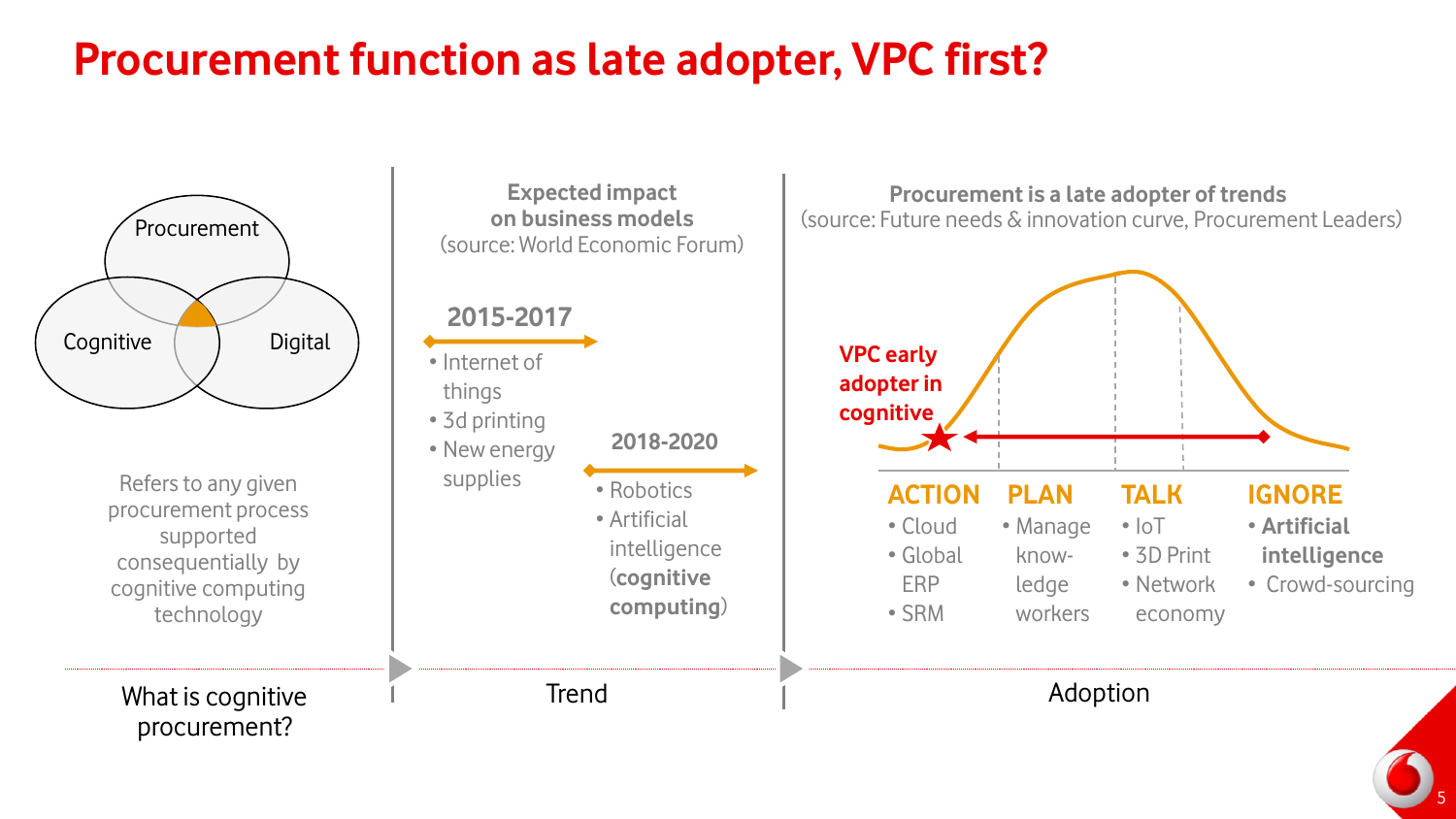# Procurement function as late adopter, VPC first?

## What is cognitive procurement?

Procurement / Cognitive / Digital

Refers to any given procurement process supported consequentially by cognitive computing technology

## Trend

**Expected impact on business models**
(source: World Economic Forum)

**2015-2017**

- Internet of things
- 3d printing
- New energy supplies

**2018-2020**

- Robotics
- Artificial intelligence (**cognitive computing**)

## Adoption

**Procurement is a late adopter of trends**
(source: Future needs & innovation curve, Procurement Leaders)

**VPC early adopter in cognitive**

**ACTION**
- Cloud
- Global ERP
- SRM

**PLAN**
- Manage know-ledge workers

**TALK**
- IoT
- 3D Print
- Network economy

**IGNORE**
- **Artificial intelligence**
- Crowd-sourcing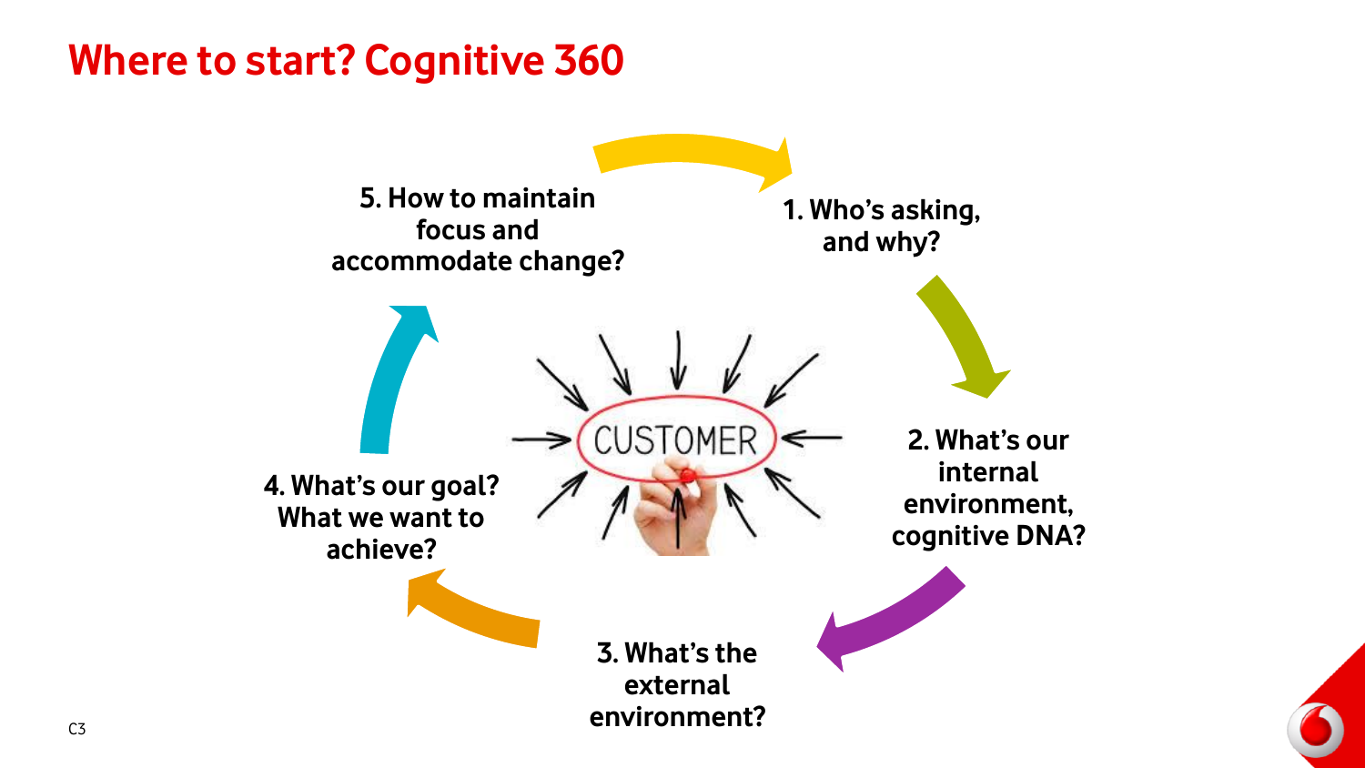# Where to start? Cognitive 360

1. Who's asking, and why?
2. What's our internal environment, cognitive DNA?
3. What's the external environment?
4. What's our goal? What we want to achieve?
5. How to maintain focus and accommodate change?

CUSTOMER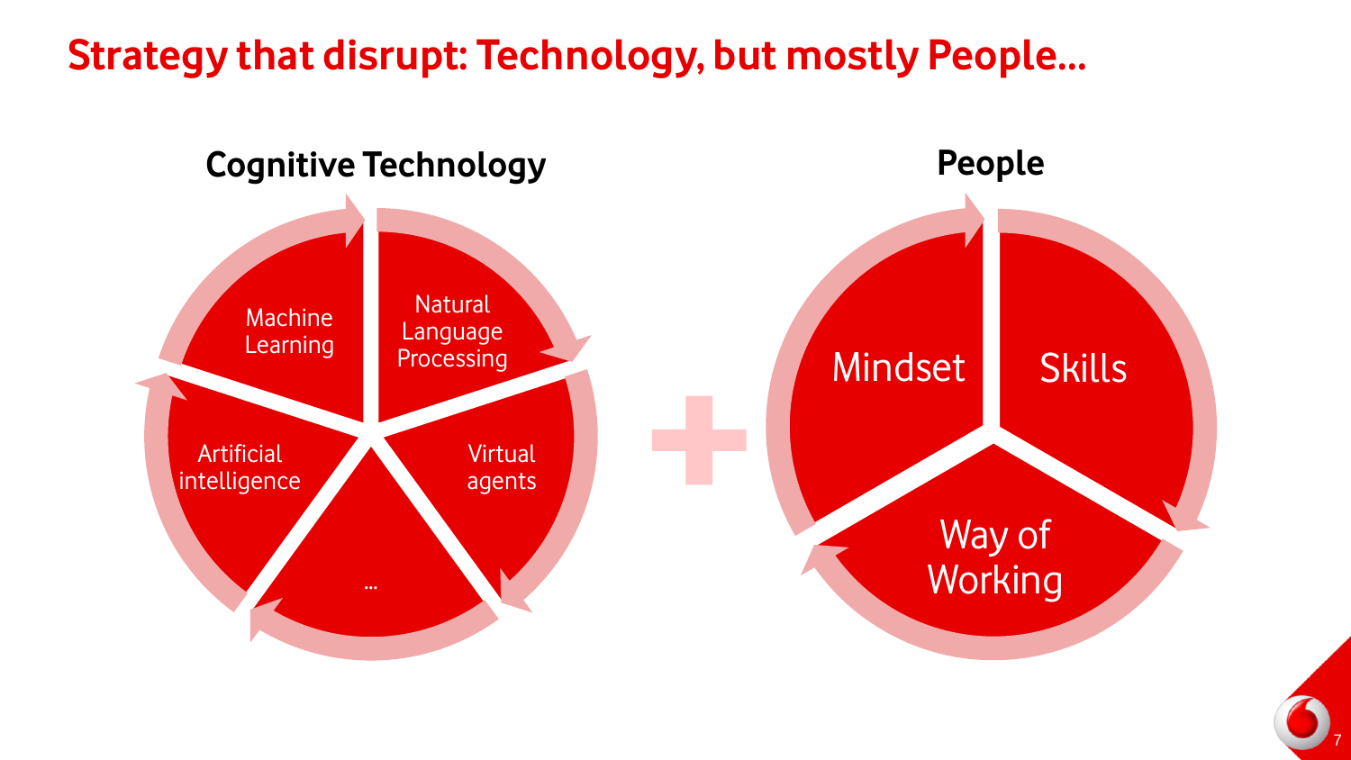# Strategy that disrupt: Technology, but mostly People…

## Cognitive Technology

- Machine Learning
- Natural Language Processing
- Virtual agents
- …
- Artificial intelligence

\+

## People

- Mindset
- Skills
- Way of Working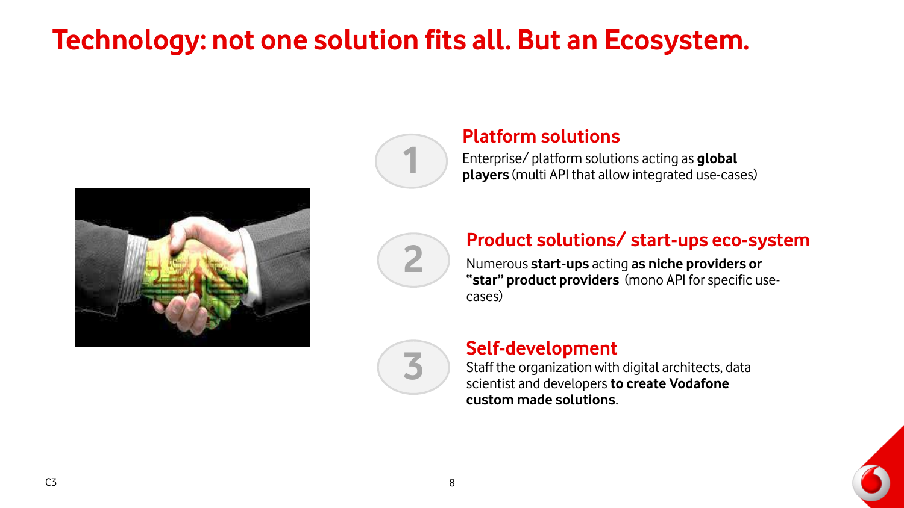# Technology: not one solution fits all. But an Ecosystem.

1. **Platform solutions**
   Enterprise/ platform solutions acting as **global players** (multi API that allow integrated use-cases)

2. **Product solutions/ start-ups eco-system**
   Numerous **start-ups** acting **as niche providers or "star" product providers** (mono API for specific use-cases)

3. **Self-development**
   Staff the organization with digital architects, data scientist and developers **to create Vodafone custom made solutions**.

C3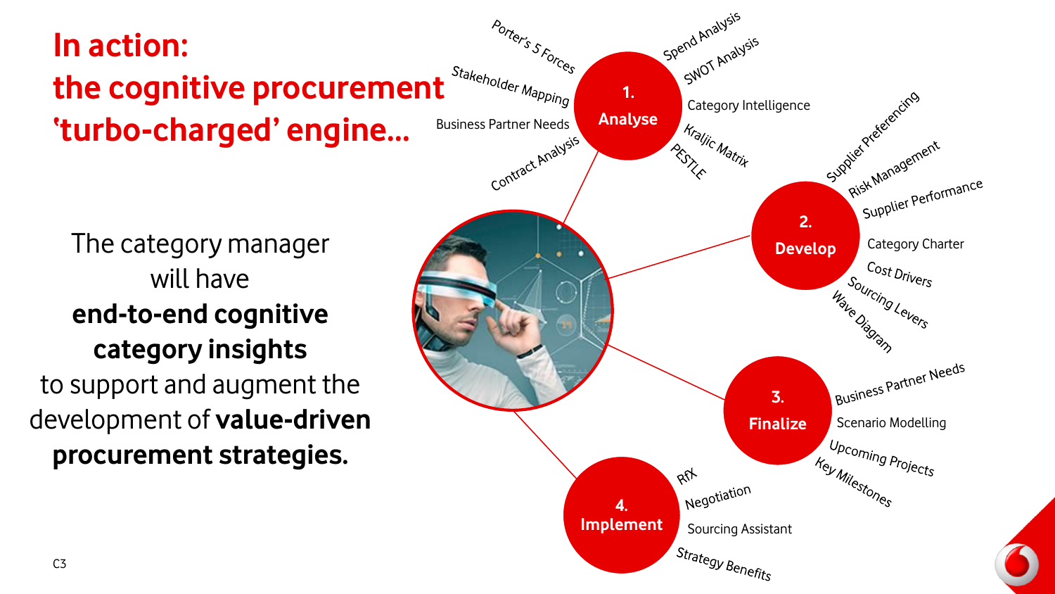# In action: the cognitive procurement 'turbo-charged' engine...

The category manager will have **end-to-end cognitive category insights** to support and augment the development of **value-driven procurement strategies.**

**1. Analyse**

- Porter's 5 Forces
- Stakeholder Mapping
- Business Partner Needs
- Contract Analysis
- Spend Analysis
- SWOT Analysis
- Category Intelligence
- Kraljic Matrix
- PESTLE

**2. Develop**

- Supplier Preferencing
- Risk Management
- Supplier Performance
- Category Charter
- Cost Drivers
- Sourcing Levers
- Wave Diagram

**3. Finalize**

- Business Partner Needs
- Scenario Modelling
- Upcoming Projects
- Key Milestones

**4. Implement**

- RfX
- Negotiation
- Sourcing Assistant
- Strategy Benefits

C3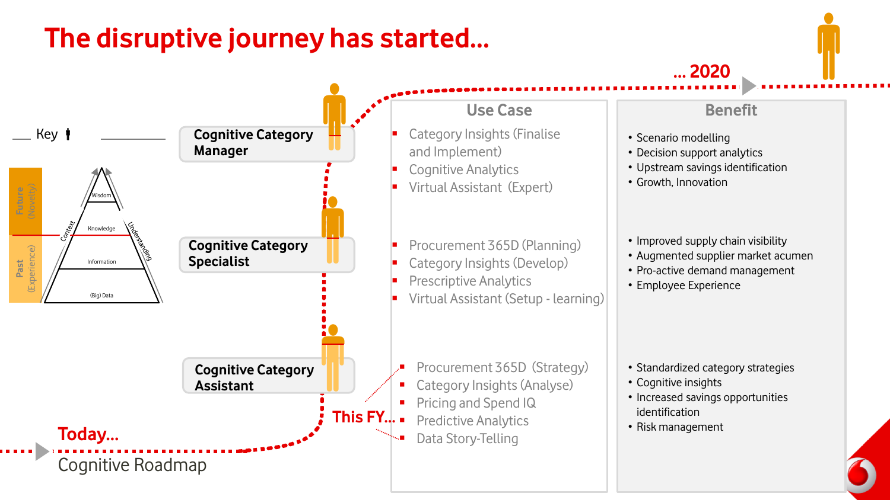# The disruptive journey has started...

Key

| Future (Novelty) | Wisdom |
|---|---|
| | Knowledge |
| Past (Experience) | Information |
| | (Big) Data |

Context — Understanding

... 2020

| Role | Use Case | Benefit |
|---|---|---|
| **Cognitive Category Manager** | Category Insights (Finalise and Implement)<br>Cognitive Analytics<br>Virtual Assistant (Expert) | Scenario modelling<br>Decision support analytics<br>Upstream savings identification<br>Growth, Innovation |
| **Cognitive Category Specialist** | Procurement 365D (Planning)<br>Category Insights (Develop)<br>Prescriptive Analytics<br>Virtual Assistant (Setup - learning) | Improved supply chain visibility<br>Augmented supplier market acumen<br>Pro-active demand management<br>Employee Experience |
| **Cognitive Category Assistant** | Procurement 365D (Strategy)<br>Category Insights (Analyse)<br>Pricing and Spend IQ<br>Predictive Analytics<br>Data Story-Telling | Standardized category strategies<br>Cognitive insights<br>Increased savings opportunities identification<br>Risk management |

This FY...

Today...

Cognitive Roadmap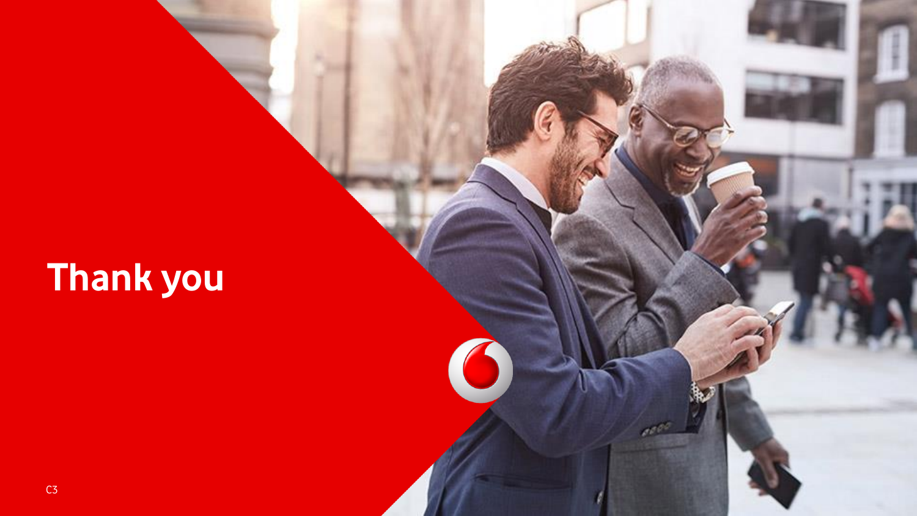# Thank you

C3